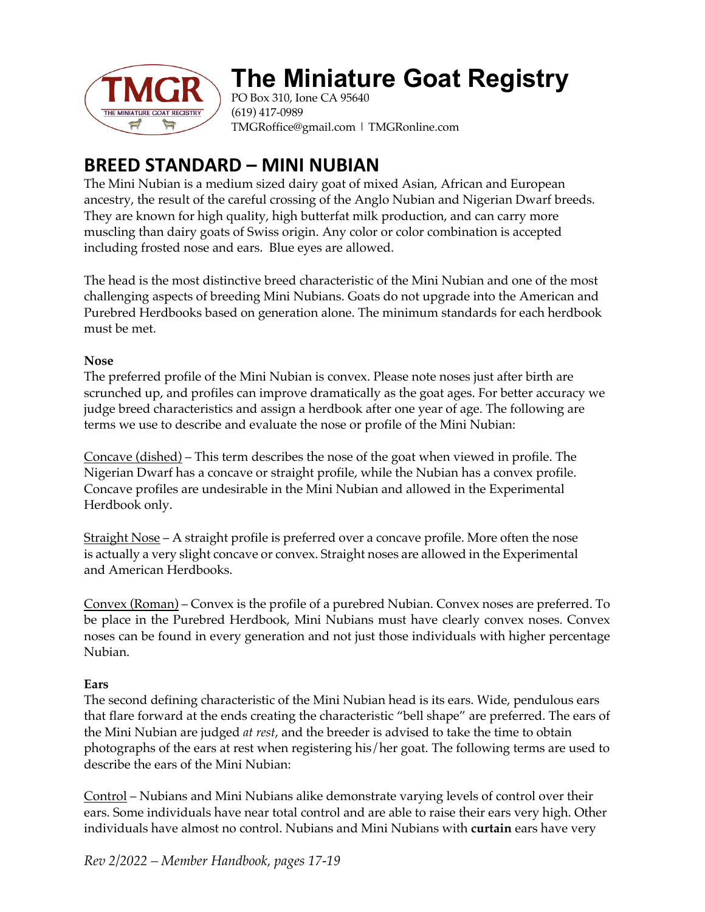# The Miniature Goat Registry

PO Box 310, Ione CA 95640
(619) 417-0989
TMGRoffice@gmail.com | TMGRonline.com

## BREED STANDARD – MINI NUBIAN

The Mini Nubian is a medium sized dairy goat of mixed Asian, African and European ancestry, the result of the careful crossing of the Anglo Nubian and Nigerian Dwarf breeds. They are known for high quality, high butterfat milk production, and can carry more muscling than dairy goats of Swiss origin. Any color or color combination is accepted including frosted nose and ears. Blue eyes are allowed.

The head is the most distinctive breed characteristic of the Mini Nubian and one of the most challenging aspects of breeding Mini Nubians. Goats do not upgrade into the American and Purebred Herdbooks based on generation alone. The minimum standards for each herdbook must be met.

**Nose**

The preferred profile of the Mini Nubian is convex. Please note noses just after birth are scrunched up, and profiles can improve dramatically as the goat ages. For better accuracy we judge breed characteristics and assign a herdbook after one year of age. The following are terms we use to describe and evaluate the nose or profile of the Mini Nubian:

<u>Concave (dished)</u> – This term describes the nose of the goat when viewed in profile. The Nigerian Dwarf has a concave or straight profile, while the Nubian has a convex profile. Concave profiles are undesirable in the Mini Nubian and allowed in the Experimental Herdbook only.

<u>Straight Nose</u> – A straight profile is preferred over a concave profile. More often the nose is actually a very slight concave or convex. Straight noses are allowed in the Experimental and American Herdbooks.

<u>Convex (Roman)</u> – Convex is the profile of a purebred Nubian. Convex noses are preferred. To be place in the Purebred Herdbook, Mini Nubians must have clearly convex noses. Convex noses can be found in every generation and not just those individuals with higher percentage Nubian.

**Ears**

The second defining characteristic of the Mini Nubian head is its ears. Wide, pendulous ears that flare forward at the ends creating the characteristic "bell shape" are preferred. The ears of the Mini Nubian are judged *at rest*, and the breeder is advised to take the time to obtain photographs of the ears at rest when registering his/her goat. The following terms are used to describe the ears of the Mini Nubian:

<u>Control</u> – Nubians and Mini Nubians alike demonstrate varying levels of control over their ears. Some individuals have near total control and are able to raise their ears very high. Other individuals have almost no control. Nubians and Mini Nubians with **curtain** ears have very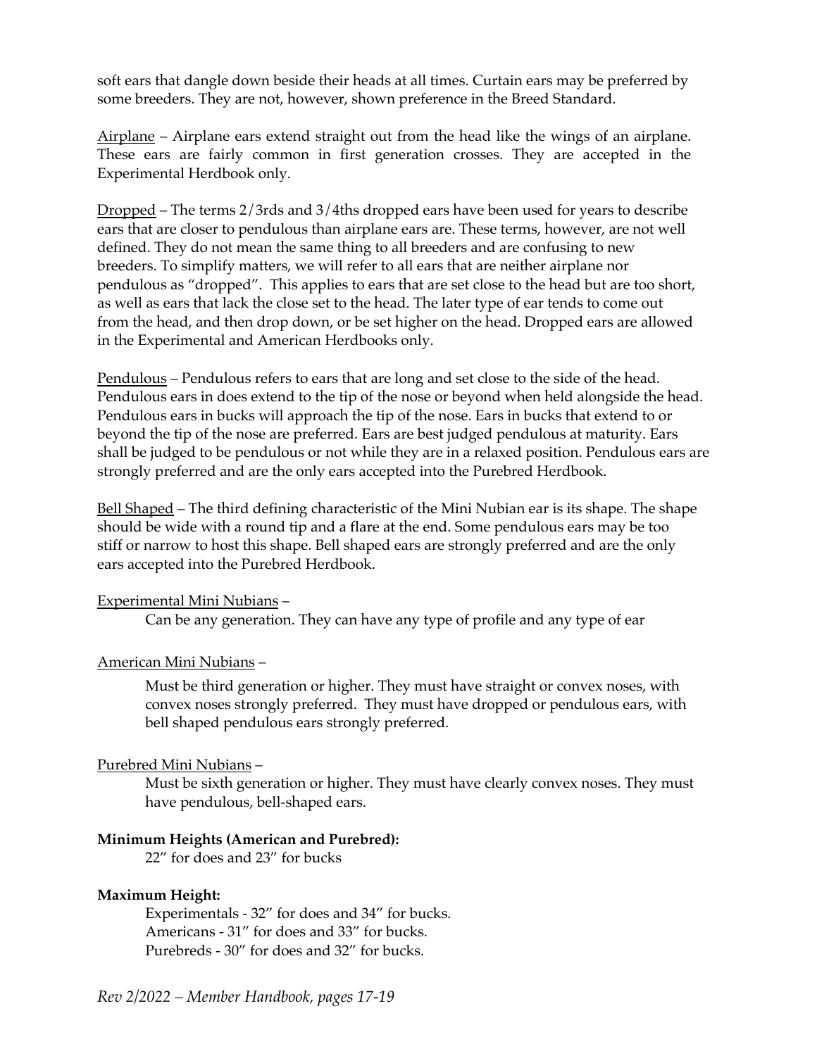soft ears that dangle down beside their heads at all times. Curtain ears may be preferred by some breeders. They are not, however, shown preference in the Breed Standard.

<u>Airplane</u> – Airplane ears extend straight out from the head like the wings of an airplane. These ears are fairly common in first generation crosses. They are accepted in the Experimental Herdbook only.

<u>Dropped</u> – The terms 2/3rds and 3/4ths dropped ears have been used for years to describe ears that are closer to pendulous than airplane ears are. These terms, however, are not well defined. They do not mean the same thing to all breeders and are confusing to new breeders. To simplify matters, we will refer to all ears that are neither airplane nor pendulous as "dropped". This applies to ears that are set close to the head but are too short, as well as ears that lack the close set to the head. The later type of ear tends to come out from the head, and then drop down, or be set higher on the head. Dropped ears are allowed in the Experimental and American Herdbooks only.

<u>Pendulous</u> – Pendulous refers to ears that are long and set close to the side of the head. Pendulous ears in does extend to the tip of the nose or beyond when held alongside the head. Pendulous ears in bucks will approach the tip of the nose. Ears in bucks that extend to or beyond the tip of the nose are preferred. Ears are best judged pendulous at maturity. Ears shall be judged to be pendulous or not while they are in a relaxed position. Pendulous ears are strongly preferred and are the only ears accepted into the Purebred Herdbook.

<u>Bell Shaped</u> – The third defining characteristic of the Mini Nubian ear is its shape. The shape should be wide with a round tip and a flare at the end. Some pendulous ears may be too stiff or narrow to host this shape. Bell shaped ears are strongly preferred and are the only ears accepted into the Purebred Herdbook.

<u>Experimental Mini Nubians</u> –

Can be any generation. They can have any type of profile and any type of ear

<u>American Mini Nubians</u> –

Must be third generation or higher. They must have straight or convex noses, with convex noses strongly preferred. They must have dropped or pendulous ears, with bell shaped pendulous ears strongly preferred.

<u>Purebred Mini Nubians</u> –

Must be sixth generation or higher. They must have clearly convex noses. They must have pendulous, bell-shaped ears.

**Minimum Heights (American and Purebred):**

22" for does and 23" for bucks

**Maximum Height:**

Experimentals - 32" for does and 34" for bucks.
Americans - 31" for does and 33" for bucks.
Purebreds - 30" for does and 32" for bucks.

*Rev 2/2022 – Member Handbook, pages 17-19*